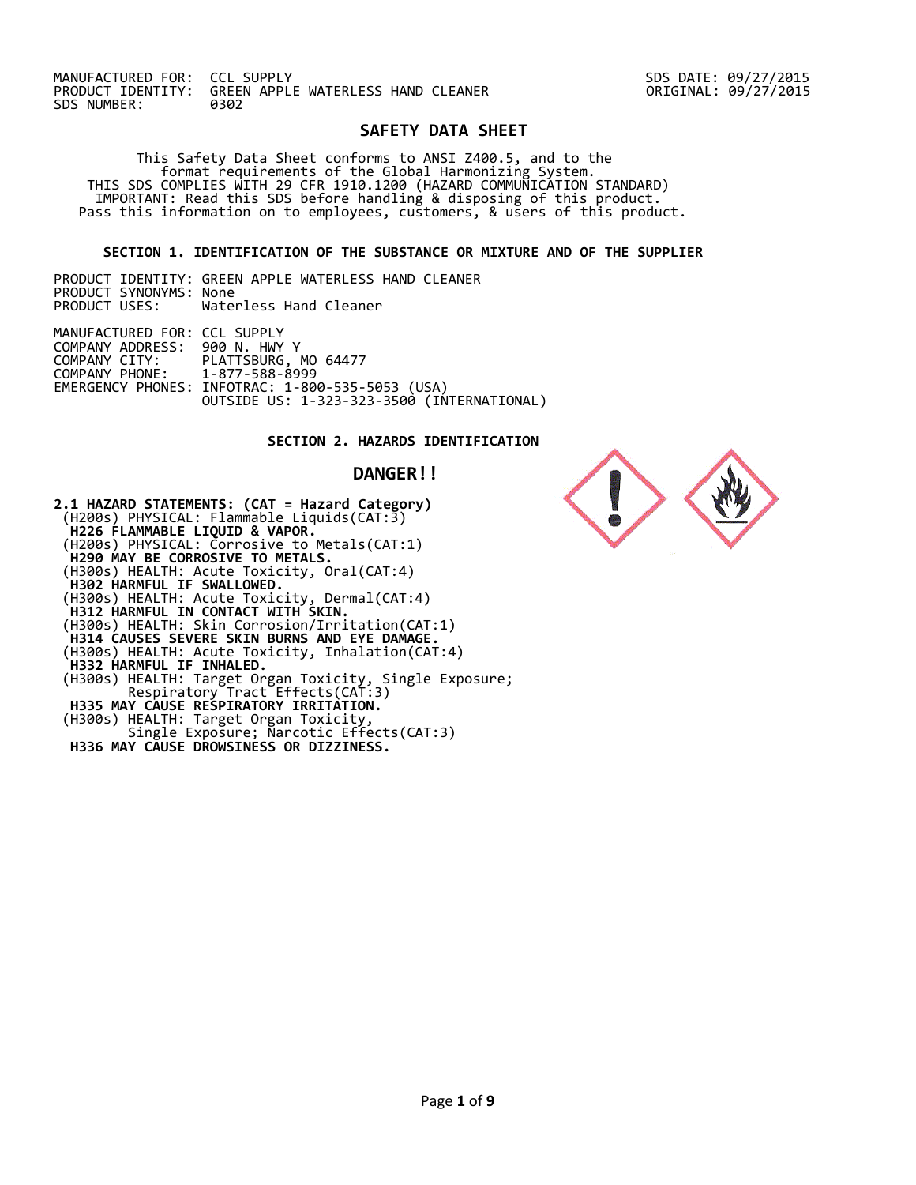MANUFACTURED FOR: CCL SUPPLY
PRODUCT IDENTITY: GREEN APPLE WATERLESS HAND CLEANER
SDS NUMBER: 0302

SDS DATE: 09/27/2015
ORIGINAL: 09/27/2015

# SAFETY DATA SHEET

This Safety Data Sheet conforms to ANSI Z400.5, and to the format requirements of the Global Harmonizing System.
THIS SDS COMPLIES WITH 29 CFR 1910.1200 (HAZARD COMMUNICATION STANDARD)
IMPORTANT: Read this SDS before handling & disposing of this product.
Pass this information on to employees, customers, & users of this product.

## SECTION 1. IDENTIFICATION OF THE SUBSTANCE OR MIXTURE AND OF THE SUPPLIER

PRODUCT IDENTITY: GREEN APPLE WATERLESS HAND CLEANER
PRODUCT SYNONYMS: None
PRODUCT USES: Waterless Hand Cleaner

MANUFACTURED FOR: CCL SUPPLY
COMPANY ADDRESS: 900 N. HWY Y
COMPANY CITY: PLATTSBURG, MO 64477
COMPANY PHONE: 1-877-588-8999
EMERGENCY PHONES: INFOTRAC: 1-800-535-5053 (USA)
OUTSIDE US: 1-323-323-3500 (INTERNATIONAL)

## SECTION 2. HAZARDS IDENTIFICATION

**DANGER!!**

**2.1 HAZARD STATEMENTS: (CAT = Hazard Category)**

(H200s) PHYSICAL: Flammable Liquids(CAT:3)
**H226 FLAMMABLE LIQUID & VAPOR.**
(H200s) PHYSICAL: Corrosive to Metals(CAT:1)
**H290 MAY BE CORROSIVE TO METALS.**
(H300s) HEALTH: Acute Toxicity, Oral(CAT:4)
**H302 HARMFUL IF SWALLOWED.**
(H300s) HEALTH: Acute Toxicity, Dermal(CAT:4)
**H312 HARMFUL IN CONTACT WITH SKIN.**
(H300s) HEALTH: Skin Corrosion/Irritation(CAT:1)
**H314 CAUSES SEVERE SKIN BURNS AND EYE DAMAGE.**
(H300s) HEALTH: Acute Toxicity, Inhalation(CAT:4)
**H332 HARMFUL IF INHALED.**
(H300s) HEALTH: Target Organ Toxicity, Single Exposure; Respiratory Tract Effects(CAT:3)
**H335 MAY CAUSE RESPIRATORY IRRITATION.**
(H300s) HEALTH: Target Organ Toxicity, Single Exposure; Narcotic Effects(CAT:3)
**H336 MAY CAUSE DROWSINESS OR DIZZINESS.**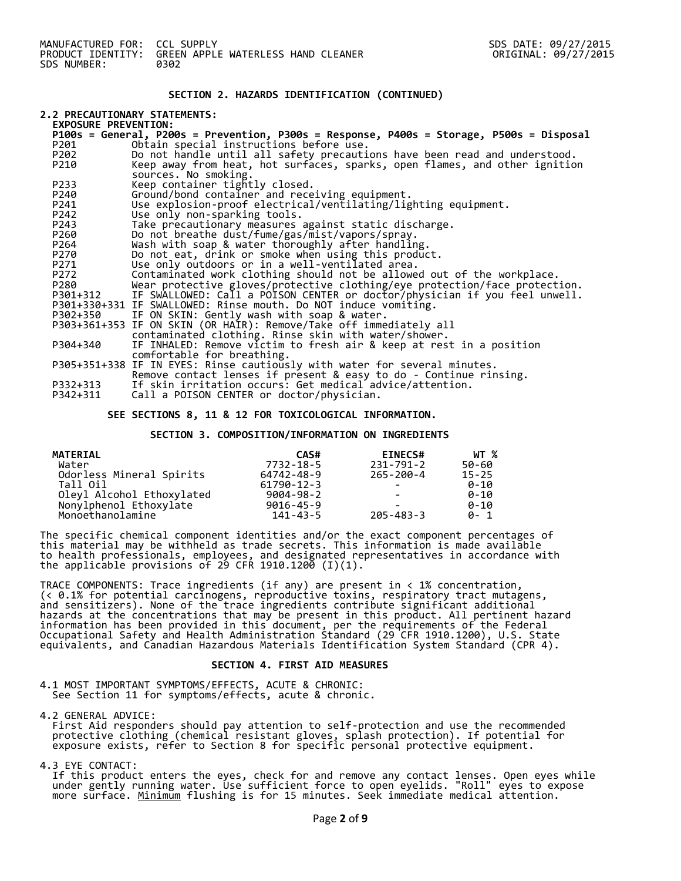## SECTION 2. HAZARDS IDENTIFICATION (CONTINUED)

### 2.2 PRECAUTIONARY STATEMENTS:

**EXPOSURE PREVENTION:**

**P100s = General, P200s = Prevention, P300s = Response, P400s = Storage, P500s = Disposal**

| Code | Statement |
|---|---|
| P201 | Obtain special instructions before use. |
| P202 | Do not handle until all safety precautions have been read and understood. |
| P210 | Keep away from heat, hot surfaces, sparks, open flames, and other ignition sources. No smoking. |
| P233 | Keep container tightly closed. |
| P240 | Ground/bond container and receiving equipment. |
| P241 | Use explosion-proof electrical/ventilating/lighting equipment. |
| P242 | Use only non-sparking tools. |
| P243 | Take precautionary measures against static discharge. |
| P260 | Do not breathe dust/fume/gas/mist/vapors/spray. |
| P264 | Wash with soap & water thoroughly after handling. |
| P270 | Do not eat, drink or smoke when using this product. |
| P271 | Use only outdoors or in a well-ventilated area. |
| P272 | Contaminated work clothing should not be allowed out of the workplace. |
| P280 | Wear protective gloves/protective clothing/eye protection/face protection. |
| P301+312 | IF SWALLOWED: Call a POISON CENTER or doctor/physician if you feel unwell. |
| P301+330+331 | IF SWALLOWED: Rinse mouth. Do NOT induce vomiting. |
| P302+350 | IF ON SKIN: Gently wash with soap & water. |
| P303+361+353 | IF ON SKIN (OR HAIR): Remove/Take off immediately all contaminated clothing. Rinse skin with water/shower. |
| P304+340 | IF INHALED: Remove victim to fresh air & keep at rest in a position comfortable for breathing. |
| P305+351+338 | IF IN EYES: Rinse cautiously with water for several minutes. Remove contact lenses if present & easy to do - Continue rinsing. |
| P332+313 | If skin irritation occurs: Get medical advice/attention. |
| P342+311 | Call a POISON CENTER or doctor/physician. |

**SEE SECTIONS 8, 11 & 12 FOR TOXICOLOGICAL INFORMATION.**

## SECTION 3. COMPOSITION/INFORMATION ON INGREDIENTS

| MATERIAL | CAS# | EINECS# | WT % |
|---|---|---|---|
| Water | 7732-18-5 | 231-791-2 | 50-60 |
| Odorless Mineral Spirits | 64742-48-9 | 265-200-4 | 15-25 |
| Tall Oil | 61790-12-3 | - | 0-10 |
| Oleyl Alcohol Ethoxylated | 9004-98-2 | - | 0-10 |
| Nonylphenol Ethoxylate | 9016-45-9 | - | 0-10 |
| Monoethanolamine | 141-43-5 | 205-483-3 | 0- 1 |

The specific chemical component identities and/or the exact component percentages of this material may be withheld as trade secrets. This information is made available to health professionals, employees, and designated representatives in accordance with the applicable provisions of 29 CFR 1910.1200 (I)(1).

TRACE COMPONENTS: Trace ingredients (if any) are present in < 1% concentration, (< 0.1% for potential carcinogens, reproductive toxins, respiratory tract mutagens, and sensitizers). None of the trace ingredients contribute significant additional hazards at the concentrations that may be present in this product. All pertinent hazard information has been provided in this document, per the requirements of the Federal Occupational Safety and Health Administration Standard (29 CFR 1910.1200), U.S. State equivalents, and Canadian Hazardous Materials Identification System Standard (CPR 4).

## SECTION 4. FIRST AID MEASURES

4.1 MOST IMPORTANT SYMPTOMS/EFFECTS, ACUTE & CHRONIC:
See Section 11 for symptoms/effects, acute & chronic.

4.2 GENERAL ADVICE:
First Aid responders should pay attention to self-protection and use the recommended protective clothing (chemical resistant gloves, splash protection). If potential for exposure exists, refer to Section 8 for specific personal protective equipment.

4.3 EYE CONTACT:
If this product enters the eyes, check for and remove any contact lenses. Open eyes while under gently running water. Use sufficient force to open eyelids. "Roll" eyes to expose more surface. Minimum flushing is for 15 minutes. Seek immediate medical attention.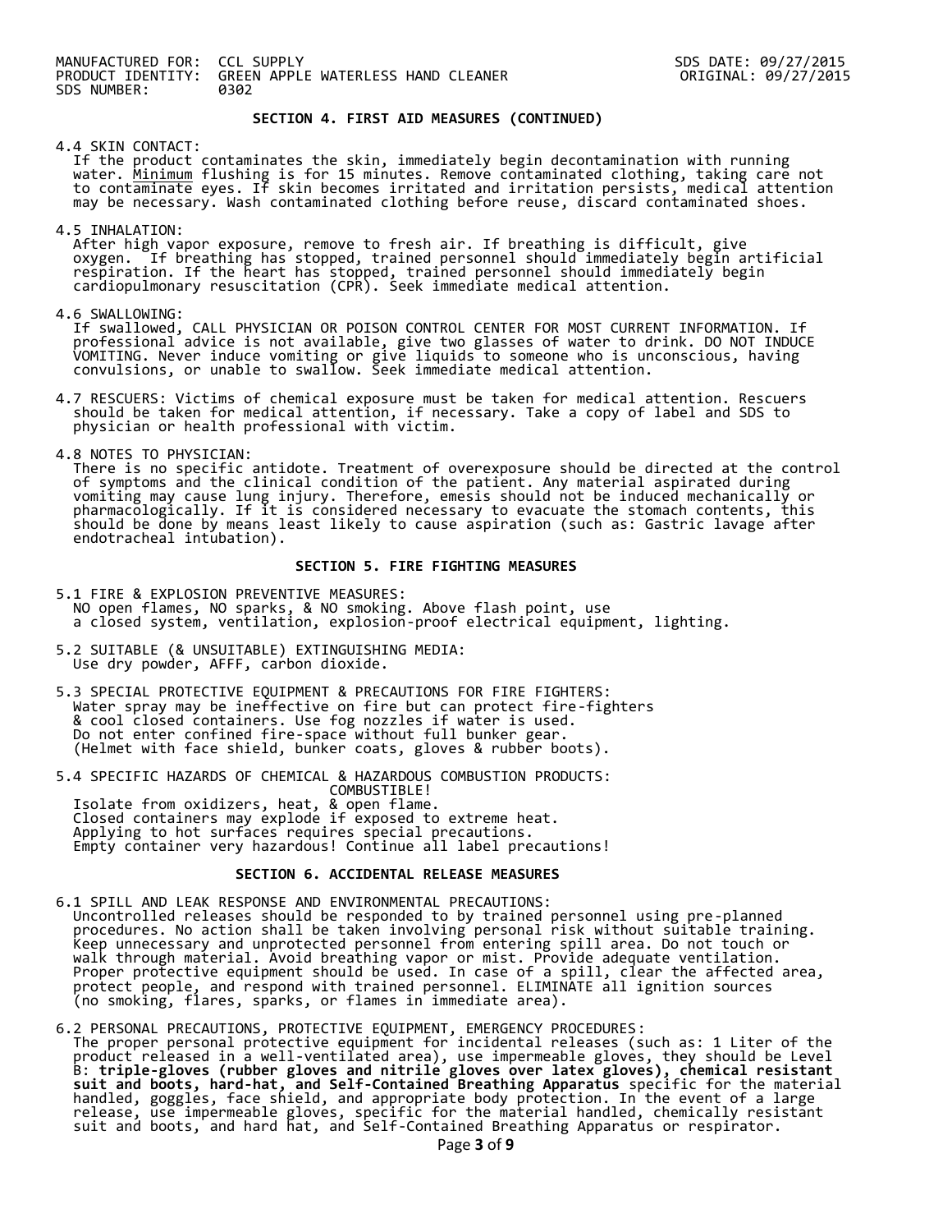## SECTION 4. FIRST AID MEASURES (CONTINUED)

4.4 SKIN CONTACT:
If the product contaminates the skin, immediately begin decontamination with running water. Minimum flushing is for 15 minutes. Remove contaminated clothing, taking care not to contaminate eyes. If skin becomes irritated and irritation persists, medical attention may be necessary. Wash contaminated clothing before reuse, discard contaminated shoes.

4.5 INHALATION:
After high vapor exposure, remove to fresh air. If breathing is difficult, give oxygen. If breathing has stopped, trained personnel should immediately begin artificial respiration. If the heart has stopped, trained personnel should immediately begin cardiopulmonary resuscitation (CPR). Seek immediate medical attention.

4.6 SWALLOWING:
If swallowed, CALL PHYSICIAN OR POISON CONTROL CENTER FOR MOST CURRENT INFORMATION. If professional advice is not available, give two glasses of water to drink. DO NOT INDUCE VOMITING. Never induce vomiting or give liquids to someone who is unconscious, having convulsions, or unable to swallow. Seek immediate medical attention.

4.7 RESCUERS: Victims of chemical exposure must be taken for medical attention. Rescuers should be taken for medical attention, if necessary. Take a copy of label and SDS to physician or health professional with victim.

4.8 NOTES TO PHYSICIAN:
There is no specific antidote. Treatment of overexposure should be directed at the control of symptoms and the clinical condition of the patient. Any material aspirated during vomiting may cause lung injury. Therefore, emesis should not be induced mechanically or pharmacologically. If it is considered necessary to evacuate the stomach contents, this should be done by means least likely to cause aspiration (such as: Gastric lavage after endotracheal intubation).

## SECTION 5. FIRE FIGHTING MEASURES

5.1 FIRE & EXPLOSION PREVENTIVE MEASURES:
NO open flames, NO sparks, & NO smoking. Above flash point, use a closed system, ventilation, explosion-proof electrical equipment, lighting.

5.2 SUITABLE (& UNSUITABLE) EXTINGUISHING MEDIA:
Use dry powder, AFFF, carbon dioxide.

5.3 SPECIAL PROTECTIVE EQUIPMENT & PRECAUTIONS FOR FIRE FIGHTERS:
Water spray may be ineffective on fire but can protect fire-fighters & cool closed containers. Use fog nozzles if water is used.
Do not enter confined fire-space without full bunker gear.
(Helmet with face shield, bunker coats, gloves & rubber boots).

5.4 SPECIFIC HAZARDS OF CHEMICAL & HAZARDOUS COMBUSTION PRODUCTS:
COMBUSTIBLE!
Isolate from oxidizers, heat, & open flame.
Closed containers may explode if exposed to extreme heat.
Applying to hot surfaces requires special precautions.
Empty container very hazardous! Continue all label precautions!

## SECTION 6. ACCIDENTAL RELEASE MEASURES

6.1 SPILL AND LEAK RESPONSE AND ENVIRONMENTAL PRECAUTIONS:
Uncontrolled releases should be responded to by trained personnel using pre-planned procedures. No action shall be taken involving personal risk without suitable training. Keep unnecessary and unprotected personnel from entering spill area. Do not touch or walk through material. Avoid breathing vapor or mist. Provide adequate ventilation. Proper protective equipment should be used. In case of a spill, clear the affected area, protect people, and respond with trained personnel. ELIMINATE all ignition sources (no smoking, flares, sparks, or flames in immediate area).

6.2 PERSONAL PRECAUTIONS, PROTECTIVE EQUIPMENT, EMERGENCY PROCEDURES:
The proper personal protective equipment for incidental releases (such as: 1 Liter of the product released in a well-ventilated area), use impermeable gloves, they should be Level B: **triple-gloves (rubber gloves and nitrile gloves over latex gloves), chemical resistant suit and boots, hard-hat, and Self-Contained Breathing Apparatus** specific for the material handled, goggles, face shield, and appropriate body protection. In the event of a large release, use impermeable gloves, specific for the material handled, chemically resistant suit and boots, and hard hat, and Self-Contained Breathing Apparatus or respirator.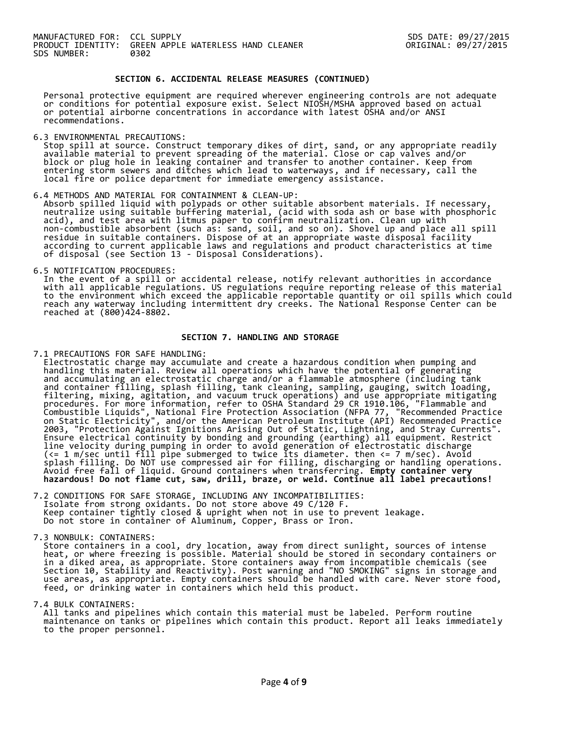## SECTION 6. ACCIDENTAL RELEASE MEASURES (CONTINUED)

Personal protective equipment are required wherever engineering controls are not adequate or conditions for potential exposure exist. Select NIOSH/MSHA approved based on actual or potential airborne concentrations in accordance with latest OSHA and/or ANSI recommendations.

6.3 ENVIRONMENTAL PRECAUTIONS:
Stop spill at source. Construct temporary dikes of dirt, sand, or any appropriate readily available material to prevent spreading of the material. Close or cap valves and/or block or plug hole in leaking container and transfer to another container. Keep from entering storm sewers and ditches which lead to waterways, and if necessary, call the local fire or police department for immediate emergency assistance.

6.4 METHODS AND MATERIAL FOR CONTAINMENT & CLEAN-UP:
Absorb spilled liquid with polypads or other suitable absorbent materials. If necessary, neutralize using suitable buffering material, (acid with soda ash or base with phosphoric acid), and test area with litmus paper to confirm neutralization. Clean up with non-combustible absorbent (such as: sand, soil, and so on). Shovel up and place all spill residue in suitable containers. Dispose of at an appropriate waste disposal facility according to current applicable laws and regulations and product characteristics at time of disposal (see Section 13 - Disposal Considerations).

6.5 NOTIFICATION PROCEDURES:
In the event of a spill or accidental release, notify relevant authorities in accordance with all applicable regulations. US regulations require reporting release of this material to the environment which exceed the applicable reportable quantity or oil spills which could reach any waterway including intermittent dry creeks. The National Response Center can be reached at (800)424-8802.

## SECTION 7. HANDLING AND STORAGE

7.1 PRECAUTIONS FOR SAFE HANDLING:
Electrostatic charge may accumulate and create a hazardous condition when pumping and handling this material. Review all operations which have the potential of generating and accumulating an electrostatic charge and/or a flammable atmosphere (including tank and container filling, splash filling, tank cleaning, sampling, gauging, switch loading, filtering, mixing, agitation, and vacuum truck operations) and use appropriate mitigating procedures. For more information, refer to OSHA Standard 29 CR 1910.106, "Flammable and Combustible Liquids", National Fire Protection Association (NFPA 77, "Recommended Practice on Static Electricity", and/or the American Petroleum Institute (API) Recommended Practice 2003, "Protection Against Ignitions Arising Out of Static, Lightning, and Stray Currents". Ensure electrical continuity by bonding and grounding (earthing) all equipment. Restrict line velocity during pumping in order to avoid generation of electrostatic discharge (<= 1 m/sec until fill pipe submerged to twice its diameter. then <= 7 m/sec). Avoid splash filling. Do NOT use compressed air for filling, discharging or handling operations. Avoid free fall of liquid. Ground containers when transferring. **Empty container very hazardous! Do not flame cut, saw, drill, braze, or weld. Continue all label precautions!**

7.2 CONDITIONS FOR SAFE STORAGE, INCLUDING ANY INCOMPATIBILITIES:
Isolate from strong oxidants. Do not store above 49 C/120 F.
Keep container tightly closed & upright when not in use to prevent leakage.
Do not store in container of Aluminum, Copper, Brass or Iron.

7.3 NONBULK: CONTAINERS:
Store containers in a cool, dry location, away from direct sunlight, sources of intense heat, or where freezing is possible. Material should be stored in secondary containers or in a diked area, as appropriate. Store containers away from incompatible chemicals (see Section 10, Stability and Reactivity). Post warning and "NO SMOKING" signs in storage and use areas, as appropriate. Empty containers should be handled with care. Never store food, feed, or drinking water in containers which held this product.

7.4 BULK CONTAINERS:
All tanks and pipelines which contain this material must be labeled. Perform routine maintenance on tanks or pipelines which contain this product. Report all leaks immediately to the proper personnel.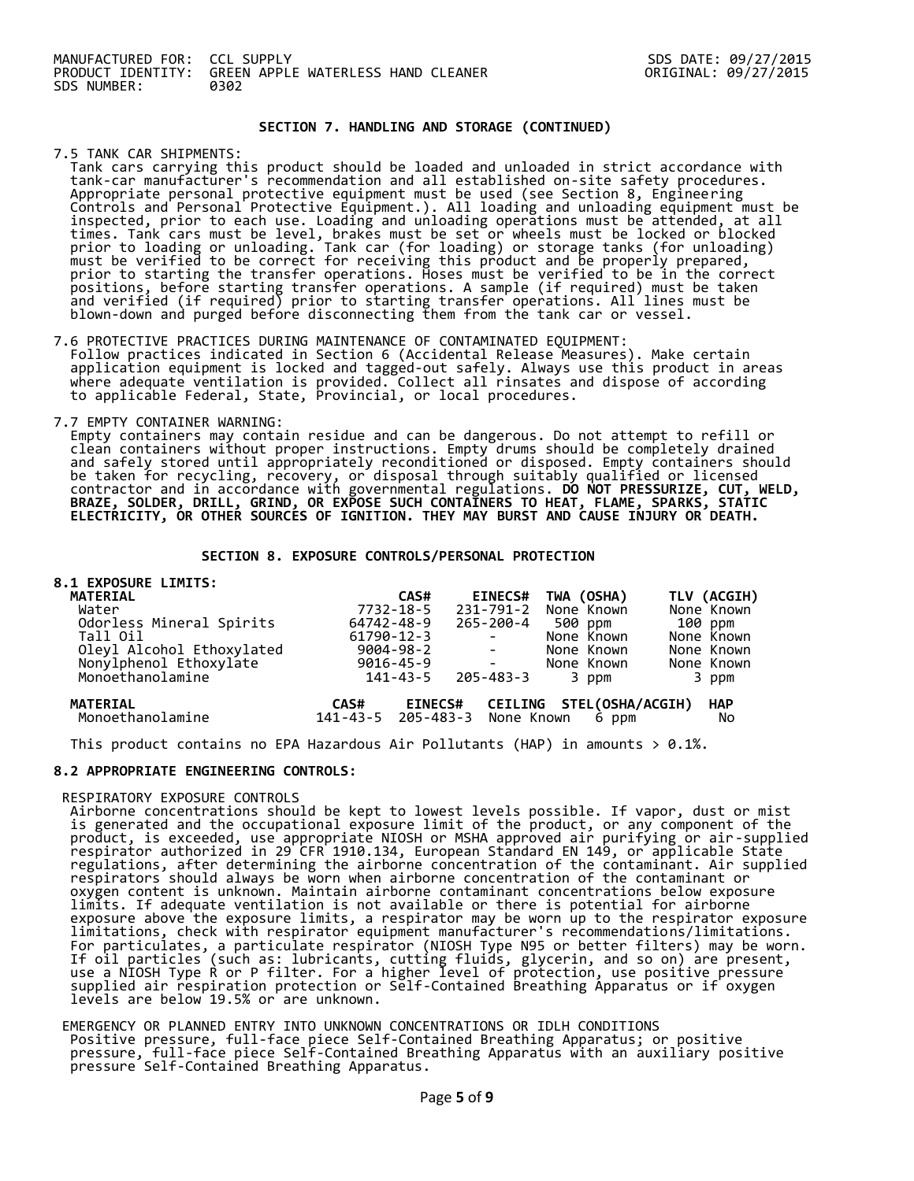## SECTION 7. HANDLING AND STORAGE (CONTINUED)

7.5 TANK CAR SHIPMENTS:
Tank cars carrying this product should be loaded and unloaded in strict accordance with tank-car manufacturer's recommendation and all established on-site safety procedures. Appropriate personal protective equipment must be used (see Section 8, Engineering Controls and Personal Protective Equipment.). All loading and unloading equipment must be inspected, prior to each use. Loading and unloading operations must be attended, at all times. Tank cars must be level, brakes must be set or wheels must be locked or blocked prior to loading or unloading. Tank car (for loading) or storage tanks (for unloading) must be verified to be correct for receiving this product and be properly prepared, prior to starting the transfer operations. Hoses must be verified to be in the correct positions, before starting transfer operations. A sample (if required) must be taken and verified (if required) prior to starting transfer operations. All lines must be blown-down and purged before disconnecting them from the tank car or vessel.

7.6 PROTECTIVE PRACTICES DURING MAINTENANCE OF CONTAMINATED EQUIPMENT:
Follow practices indicated in Section 6 (Accidental Release Measures). Make certain application equipment is locked and tagged-out safely. Always use this product in areas where adequate ventilation is provided. Collect all rinsates and dispose of according to applicable Federal, State, Provincial, or local procedures.

7.7 EMPTY CONTAINER WARNING:
Empty containers may contain residue and can be dangerous. Do not attempt to refill or clean containers without proper instructions. Empty drums should be completely drained and safely stored until appropriately reconditioned or disposed. Empty containers should be taken for recycling, recovery, or disposal through suitably qualified or licensed contractor and in accordance with governmental regulations. **DO NOT PRESSURIZE, CUT, WELD, BRAZE, SOLDER, DRILL, GRIND, OR EXPOSE SUCH CONTAINERS TO HEAT, FLAME, SPARKS, STATIC ELECTRICITY, OR OTHER SOURCES OF IGNITION. THEY MAY BURST AND CAUSE INJURY OR DEATH.**

## SECTION 8. EXPOSURE CONTROLS/PERSONAL PROTECTION

### 8.1 EXPOSURE LIMITS:

| MATERIAL | CAS# | EINECS# | TWA (OSHA) | TLV (ACGIH) |
|---|---|---|---|---|
| Water | 7732-18-5 | 231-791-2 | None Known | None Known |
| Odorless Mineral Spirits | 64742-48-9 | 265-200-4 | 500 ppm | 100 ppm |
| Tall Oil | 61790-12-3 | - | None Known | None Known |
| Oleyl Alcohol Ethoxylated | 9004-98-2 | - | None Known | None Known |
| Nonylphenol Ethoxylate | 9016-45-9 | - | None Known | None Known |
| Monoethanolamine | 141-43-5 | 205-483-3 | 3 ppm | 3 ppm |

| MATERIAL | CAS# | EINECS# | CEILING | STEL(OSHA/ACGIH) | HAP |
|---|---|---|---|---|---|
| Monoethanolamine | 141-43-5 | 205-483-3 | None Known | 6 ppm | No |

This product contains no EPA Hazardous Air Pollutants (HAP) in amounts > 0.1%.

### 8.2 APPROPRIATE ENGINEERING CONTROLS:

RESPIRATORY EXPOSURE CONTROLS
Airborne concentrations should be kept to lowest levels possible. If vapor, dust or mist is generated and the occupational exposure limit of the product, or any component of the product, is exceeded, use appropriate NIOSH or MSHA approved air purifying or air-supplied respirator authorized in 29 CFR 1910.134, European Standard EN 149, or applicable State regulations, after determining the airborne concentration of the contaminant. Air supplied respirators should always be worn when airborne concentration of the contaminant or oxygen content is unknown. Maintain airborne contaminant concentrations below exposure limits. If adequate ventilation is not available or there is potential for airborne exposure above the exposure limits, a respirator may be worn up to the respirator exposure limitations, check with respirator equipment manufacturer's recommendations/limitations. For particulates, a particulate respirator (NIOSH Type N95 or better filters) may be worn. If oil particles (such as: lubricants, cutting fluids, glycerin, and so on) are present, use a NIOSH Type R or P filter. For a higher level of protection, use positive pressure supplied air respiration protection or Self-Contained Breathing Apparatus or if oxygen levels are below 19.5% or are unknown.

EMERGENCY OR PLANNED ENTRY INTO UNKNOWN CONCENTRATIONS OR IDLH CONDITIONS
Positive pressure, full-face piece Self-Contained Breathing Apparatus; or positive pressure, full-face piece Self-Contained Breathing Apparatus with an auxiliary positive pressure Self-Contained Breathing Apparatus.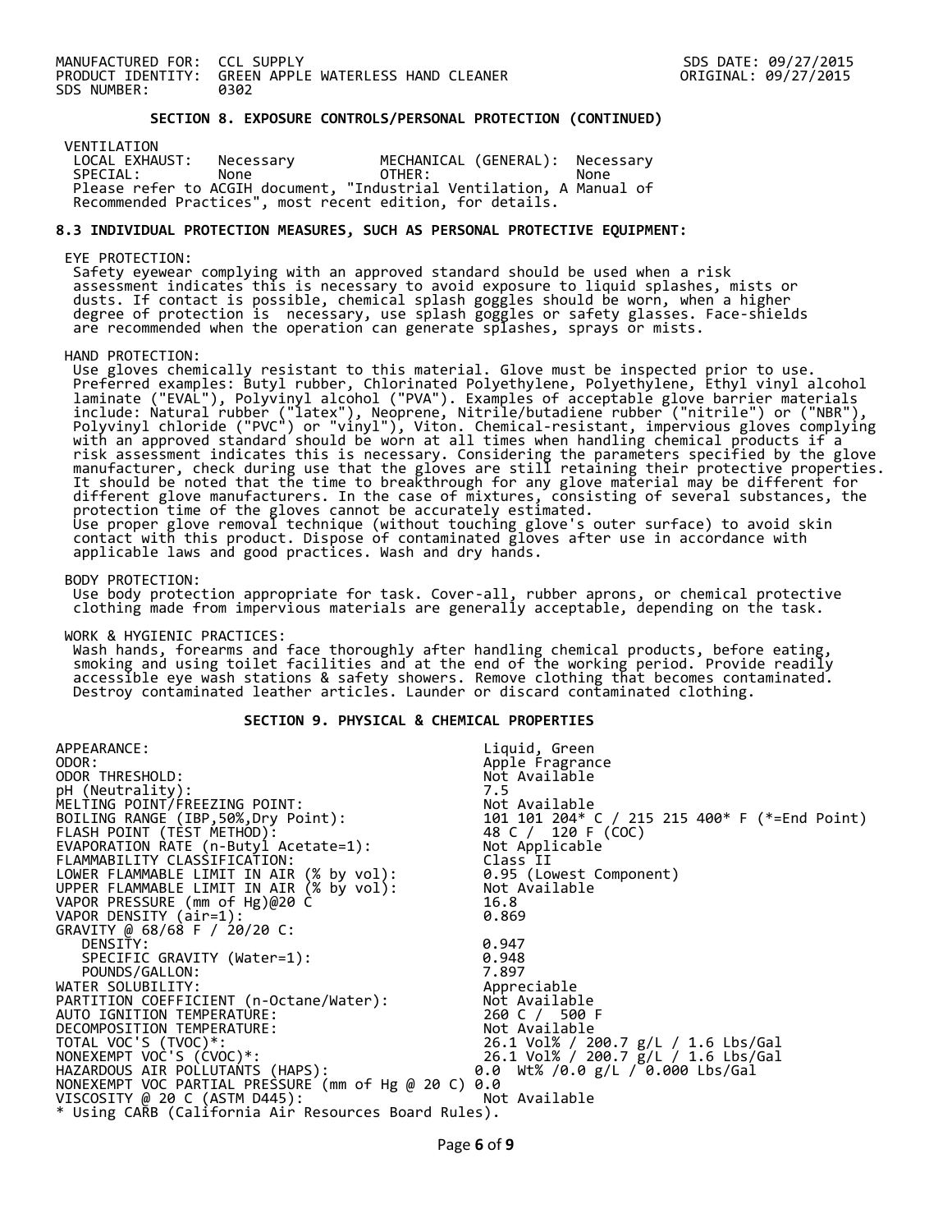MANUFACTURED FOR: CCL SUPPLY
PRODUCT IDENTITY: GREEN APPLE WATERLESS HAND CLEANER
SDS NUMBER: 0302

SDS DATE: 09/27/2015
ORIGINAL: 09/27/2015

## SECTION 8. EXPOSURE CONTROLS/PERSONAL PROTECTION (CONTINUED)

VENTILATION

| | | | |
|---|---|---|---|
| LOCAL EXHAUST: | Necessary | MECHANICAL (GENERAL): | Necessary |
| SPECIAL: | None | OTHER: | None |

Please refer to ACGIH document, "Industrial Ventilation, A Manual of Recommended Practices", most recent edition, for details.

### 8.3 INDIVIDUAL PROTECTION MEASURES, SUCH AS PERSONAL PROTECTIVE EQUIPMENT:

EYE PROTECTION:
Safety eyewear complying with an approved standard should be used when a risk assessment indicates this is necessary to avoid exposure to liquid splashes, mists or dusts. If contact is possible, chemical splash goggles should be worn, when a higher degree of protection is necessary, use splash goggles or safety glasses. Face-shields are recommended when the operation can generate splashes, sprays or mists.

HAND PROTECTION:
Use gloves chemically resistant to this material. Glove must be inspected prior to use. Preferred examples: Butyl rubber, Chlorinated Polyethylene, Polyethylene, Ethyl vinyl alcohol laminate ("EVAL"), Polyvinyl alcohol ("PVA"). Examples of acceptable glove barrier materials include: Natural rubber ("latex"), Neoprene, Nitrile/butadiene rubber ("nitrile") or ("NBR"), Polyvinyl chloride ("PVC") or "vinyl"), Viton. Chemical-resistant, impervious gloves complying with an approved standard should be worn at all times when handling chemical products if a risk assessment indicates this is necessary. Considering the parameters specified by the glove manufacturer, check during use that the gloves are still retaining their protective properties. It should be noted that the time to breakthrough for any glove material may be different for different glove manufacturers. In the case of mixtures, consisting of several substances, the protection time of the gloves cannot be accurately estimated.
Use proper glove removal technique (without touching glove's outer surface) to avoid skin contact with this product. Dispose of contaminated gloves after use in accordance with applicable laws and good practices. Wash and dry hands.

BODY PROTECTION:
Use body protection appropriate for task. Cover-all, rubber aprons, or chemical protective clothing made from impervious materials are generally acceptable, depending on the task.

WORK & HYGIENIC PRACTICES:
Wash hands, forearms and face thoroughly after handling chemical products, before eating, smoking and using toilet facilities and at the end of the working period. Provide readily accessible eye wash stations & safety showers. Remove clothing that becomes contaminated. Destroy contaminated leather articles. Launder or discard contaminated clothing.

## SECTION 9. PHYSICAL & CHEMICAL PROPERTIES

| | |
|---|---|
| APPEARANCE: | Liquid, Green |
| ODOR: | Apple Fragrance |
| ODOR THRESHOLD: | Not Available |
| pH (Neutrality): | 7.5 |
| MELTING POINT/FREEZING POINT: | Not Available |
| BOILING RANGE (IBP,50%,Dry Point): | 101 101 204* C / 215 215 400* F (*=End Point) |
| FLASH POINT (TEST METHOD): | 48 C / 120 F (COC) |
| EVAPORATION RATE (n-Butyl Acetate=1): | Not Applicable |
| FLAMMABILITY CLASSIFICATION: | Class II |
| LOWER FLAMMABLE LIMIT IN AIR (% by vol): | 0.95 (Lowest Component) |
| UPPER FLAMMABLE LIMIT IN AIR (% by vol): | Not Available |
| VAPOR PRESSURE (mm of Hg)@20 C | 16.8 |
| VAPOR DENSITY (air=1): | 0.869 |
| GRAVITY @ 68/68 F / 20/20 C: | |
| DENSITY: | 0.947 |
| SPECIFIC GRAVITY (Water=1): | 0.948 |
| POUNDS/GALLON: | 7.897 |
| WATER SOLUBILITY: | Appreciable |
| PARTITION COEFFICIENT (n-Octane/Water): | Not Available |
| AUTO IGNITION TEMPERATURE: | 260 C / 500 F |
| DECOMPOSITION TEMPERATURE: | Not Available |
| TOTAL VOC'S (TVOC)*: | 26.1 Vol% / 200.7 g/L / 1.6 Lbs/Gal |
| NONEXEMPT VOC'S (CVOC)*: | 26.1 Vol% / 200.7 g/L / 1.6 Lbs/Gal |
| HAZARDOUS AIR POLLUTANTS (HAPS): | 0.0 Wt% /0.0 g/L / 0.000 Lbs/Gal |
| NONEXEMPT VOC PARTIAL PRESSURE (mm of Hg @ 20 C) | 0.0 |
| VISCOSITY @ 20 C (ASTM D445): | Not Available |

* Using CARB (California Air Resources Board Rules).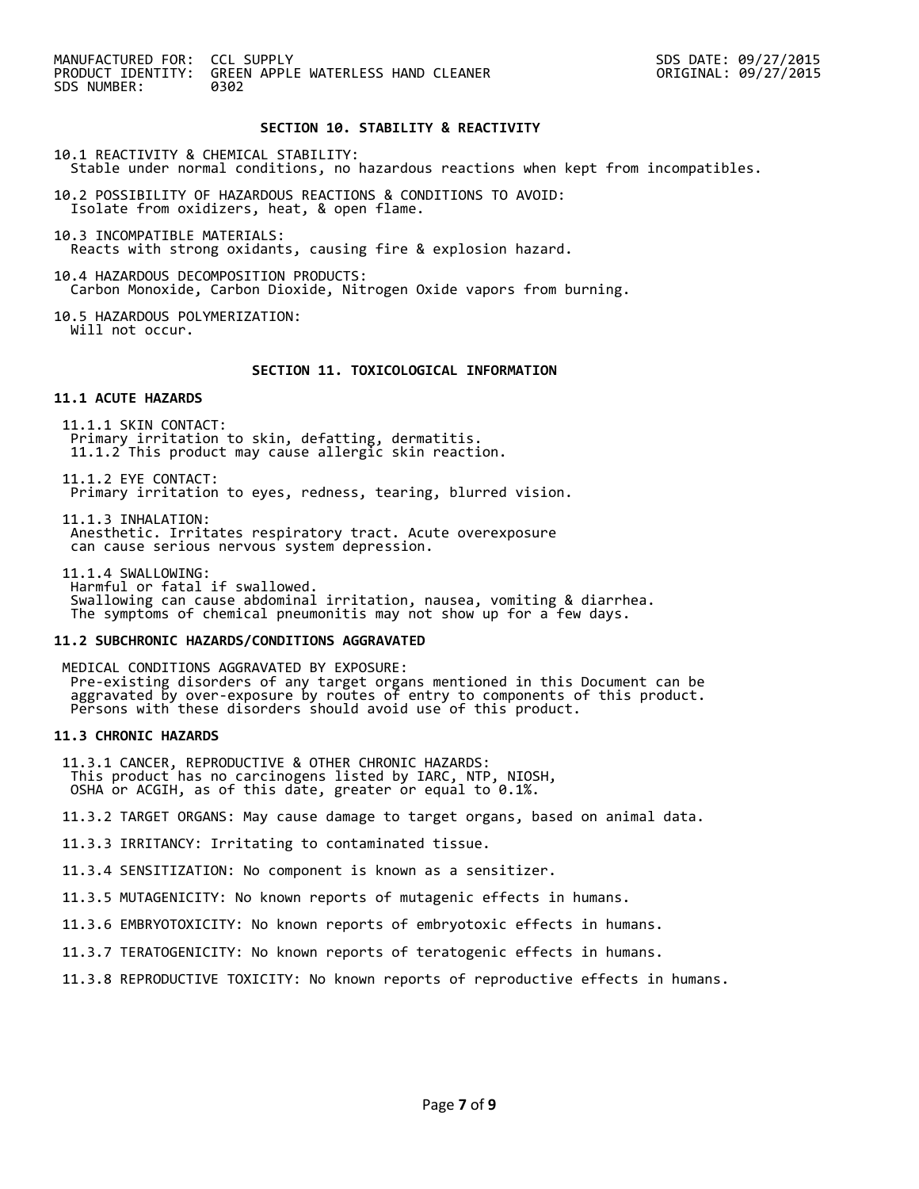## SECTION 10. STABILITY & REACTIVITY

10.1 REACTIVITY & CHEMICAL STABILITY:
Stable under normal conditions, no hazardous reactions when kept from incompatibles.

10.2 POSSIBILITY OF HAZARDOUS REACTIONS & CONDITIONS TO AVOID:
Isolate from oxidizers, heat, & open flame.

10.3 INCOMPATIBLE MATERIALS:
Reacts with strong oxidants, causing fire & explosion hazard.

10.4 HAZARDOUS DECOMPOSITION PRODUCTS:
Carbon Monoxide, Carbon Dioxide, Nitrogen Oxide vapors from burning.

10.5 HAZARDOUS POLYMERIZATION:
Will not occur.

## SECTION 11. TOXICOLOGICAL INFORMATION

### 11.1 ACUTE HAZARDS

11.1.1 SKIN CONTACT:
Primary irritation to skin, defatting, dermatitis.
11.1.2 This product may cause allergic skin reaction.

11.1.2 EYE CONTACT:
Primary irritation to eyes, redness, tearing, blurred vision.

11.1.3 INHALATION:
Anesthetic. Irritates respiratory tract. Acute overexposure can cause serious nervous system depression.

11.1.4 SWALLOWING:
Harmful or fatal if swallowed.
Swallowing can cause abdominal irritation, nausea, vomiting & diarrhea.
The symptoms of chemical pneumonitis may not show up for a few days.

### 11.2 SUBCHRONIC HAZARDS/CONDITIONS AGGRAVATED

MEDICAL CONDITIONS AGGRAVATED BY EXPOSURE:
Pre-existing disorders of any target organs mentioned in this Document can be aggravated by over-exposure by routes of entry to components of this product. Persons with these disorders should avoid use of this product.

### 11.3 CHRONIC HAZARDS

11.3.1 CANCER, REPRODUCTIVE & OTHER CHRONIC HAZARDS:
This product has no carcinogens listed by IARC, NTP, NIOSH, OSHA or ACGIH, as of this date, greater or equal to 0.1%.

11.3.2 TARGET ORGANS: May cause damage to target organs, based on animal data.

11.3.3 IRRITANCY: Irritating to contaminated tissue.

11.3.4 SENSITIZATION: No component is known as a sensitizer.

11.3.5 MUTAGENICITY: No known reports of mutagenic effects in humans.

11.3.6 EMBRYOTOXICITY: No known reports of embryotoxic effects in humans.

11.3.7 TERATOGENICITY: No known reports of teratogenic effects in humans.

11.3.8 REPRODUCTIVE TOXICITY: No known reports of reproductive effects in humans.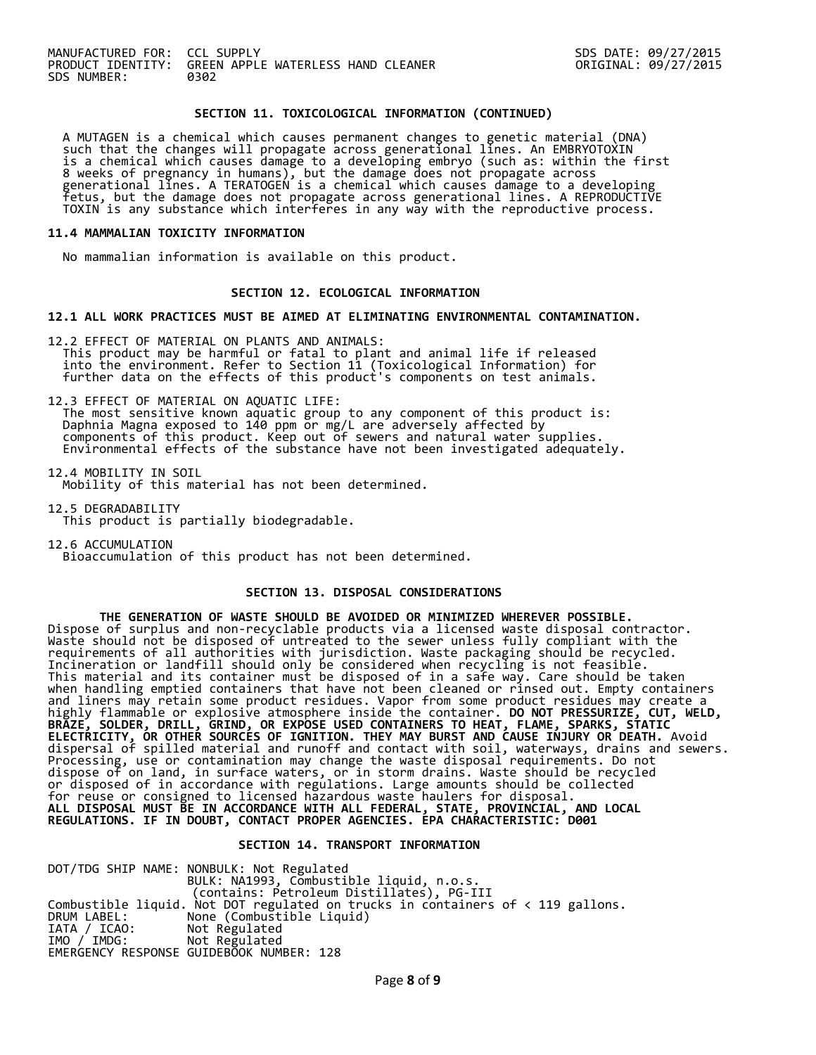MANUFACTURED FOR: CCL SUPPLY
PRODUCT IDENTITY: GREEN APPLE WATERLESS HAND CLEANER
SDS NUMBER: 0302

SDS DATE: 09/27/2015
ORIGINAL: 09/27/2015

## SECTION 11. TOXICOLOGICAL INFORMATION (CONTINUED)

A MUTAGEN is a chemical which causes permanent changes to genetic material (DNA) such that the changes will propagate across generational lines. An EMBRYOTOXIN is a chemical which causes damage to a developing embryo (such as: within the first 8 weeks of pregnancy in humans), but the damage does not propagate across generational lines. A TERATOGEN is a chemical which causes damage to a developing fetus, but the damage does not propagate across generational lines. A REPRODUCTIVE TOXIN is any substance which interferes in any way with the reproductive process.

### 11.4 MAMMALIAN TOXICITY INFORMATION

No mammalian information is available on this product.

## SECTION 12. ECOLOGICAL INFORMATION

### 12.1 ALL WORK PRACTICES MUST BE AIMED AT ELIMINATING ENVIRONMENTAL CONTAMINATION.

12.2 EFFECT OF MATERIAL ON PLANTS AND ANIMALS:
This product may be harmful or fatal to plant and animal life if released into the environment. Refer to Section 11 (Toxicological Information) for further data on the effects of this product's components on test animals.

12.3 EFFECT OF MATERIAL ON AQUATIC LIFE:
The most sensitive known aquatic group to any component of this product is: Daphnia Magna exposed to 140 ppm or mg/L are adversely affected by components of this product. Keep out of sewers and natural water supplies. Environmental effects of the substance have not been investigated adequately.

12.4 MOBILITY IN SOIL
Mobility of this material has not been determined.

12.5 DEGRADABILITY
This product is partially biodegradable.

12.6 ACCUMULATION
Bioaccumulation of this product has not been determined.

## SECTION 13. DISPOSAL CONSIDERATIONS

**THE GENERATION OF WASTE SHOULD BE AVOIDED OR MINIMIZED WHEREVER POSSIBLE.**
Dispose of surplus and non-recyclable products via a licensed waste disposal contractor. Waste should not be disposed of untreated to the sewer unless fully compliant with the requirements of all authorities with jurisdiction. Waste packaging should be recycled. Incineration or landfill should only be considered when recycling is not feasible. This material and its container must be disposed of in a safe way. Care should be taken when handling emptied containers that have not been cleaned or rinsed out. Empty containers and liners may retain some product residues. Vapor from some product residues may create a highly flammable or explosive atmosphere inside the container. **DO NOT PRESSURIZE, CUT, WELD, BRAZE, SOLDER, DRILL, GRIND, OR EXPOSE USED CONTAINERS TO HEAT, FLAME, SPARKS, STATIC ELECTRICITY, OR OTHER SOURCES OF IGNITION. THEY MAY BURST AND CAUSE INJURY OR DEATH.** Avoid dispersal of spilled material and runoff and contact with soil, waterways, drains and sewers. Processing, use or contamination may change the waste disposal requirements. Do not dispose of on land, in surface waters, or in storm drains. Waste should be recycled or disposed of in accordance with regulations. Large amounts should be collected for reuse or consigned to licensed hazardous waste haulers for disposal.
**ALL DISPOSAL MUST BE IN ACCORDANCE WITH ALL FEDERAL, STATE, PROVINCIAL, AND LOCAL REGULATIONS. IF IN DOUBT, CONTACT PROPER AGENCIES. EPA CHARACTERISTIC: D001**

## SECTION 14. TRANSPORT INFORMATION

DOT/TDG SHIP NAME: NONBULK: Not Regulated
BULK: NA1993, Combustible liquid, n.o.s. (contains: Petroleum Distillates), PG-III
Combustible liquid. Not DOT regulated on trucks in containers of < 119 gallons.
DRUM LABEL: None (Combustible Liquid)
IATA / ICAO: Not Regulated
IMO / IMDG: Not Regulated
EMERGENCY RESPONSE GUIDEBOOK NUMBER: 128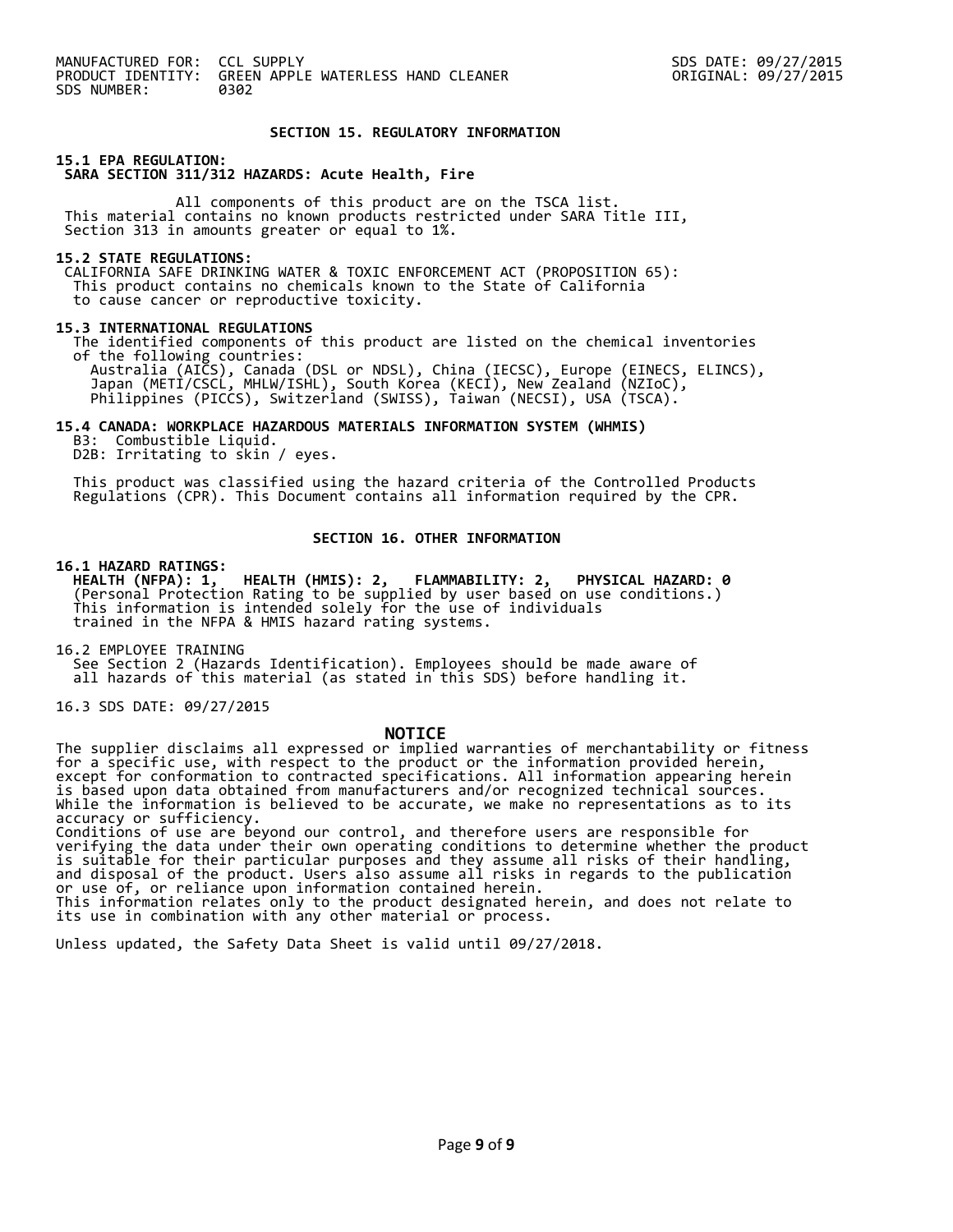MANUFACTURED FOR: CCL SUPPLY
PRODUCT IDENTITY: GREEN APPLE WATERLESS HAND CLEANER
SDS NUMBER: 0302

SDS DATE: 09/27/2015
ORIGINAL: 09/27/2015

## SECTION 15. REGULATORY INFORMATION

**15.1 EPA REGULATION:**
**SARA SECTION 311/312 HAZARDS: Acute Health, Fire**

All components of this product are on the TSCA list.
This material contains no known products restricted under SARA Title III, Section 313 in amounts greater or equal to 1%.

**15.2 STATE REGULATIONS:**
CALIFORNIA SAFE DRINKING WATER & TOXIC ENFORCEMENT ACT (PROPOSITION 65):
This product contains no chemicals known to the State of California to cause cancer or reproductive toxicity.

**15.3 INTERNATIONAL REGULATIONS**
The identified components of this product are listed on the chemical inventories of the following countries:
Australia (AICS), Canada (DSL or NDSL), China (IECSC), Europe (EINECS, ELINCS), Japan (METI/CSCL, MHLW/ISHL), South Korea (KECI), New Zealand (NZIoC), Philippines (PICCS), Switzerland (SWISS), Taiwan (NECSI), USA (TSCA).

**15.4 CANADA: WORKPLACE HAZARDOUS MATERIALS INFORMATION SYSTEM (WHMIS)**
B3: Combustible Liquid.
D2B: Irritating to skin / eyes.

This product was classified using the hazard criteria of the Controlled Products Regulations (CPR). This Document contains all information required by the CPR.

## SECTION 16. OTHER INFORMATION

**16.1 HAZARD RATINGS:**
**HEALTH (NFPA): 1, HEALTH (HMIS): 2, FLAMMABILITY: 2, PHYSICAL HAZARD: 0**
(Personal Protection Rating to be supplied by user based on use conditions.)
This information is intended solely for the use of individuals trained in the NFPA & HMIS hazard rating systems.

16.2 EMPLOYEE TRAINING
See Section 2 (Hazards Identification). Employees should be made aware of all hazards of this material (as stated in this SDS) before handling it.

16.3 SDS DATE: 09/27/2015

### NOTICE

The supplier disclaims all expressed or implied warranties of merchantability or fitness for a specific use, with respect to the product or the information provided herein, except for conformation to contracted specifications. All information appearing herein is based upon data obtained from manufacturers and/or recognized technical sources. While the information is believed to be accurate, we make no representations as to its accuracy or sufficiency.
Conditions of use are beyond our control, and therefore users are responsible for verifying the data under their own operating conditions to determine whether the product is suitable for their particular purposes and they assume all risks of their handling, and disposal of the product. Users also assume all risks in regards to the publication or use of, or reliance upon information contained herein.
This information relates only to the product designated herein, and does not relate to its use in combination with any other material or process.

Unless updated, the Safety Data Sheet is valid until 09/27/2018.